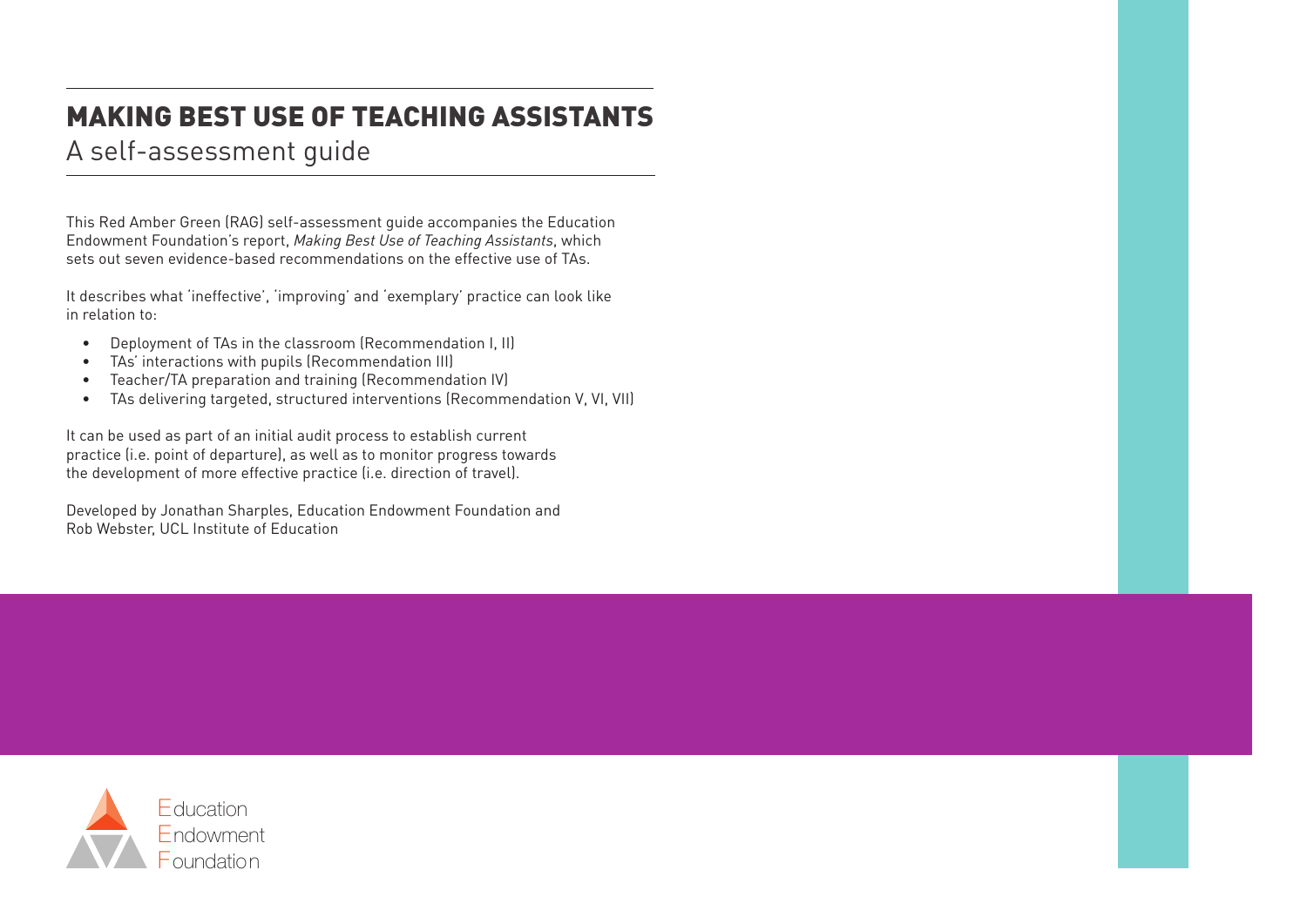# MAKING BEST USE OF TEACHING ASSISTANTS

## A self-assessment guide

This Red Amber Green (RAG) self-assessment guide accompanies the Education Endowment Foundation's report, *Making Best Use of Teaching Assistants*, which sets out seven evidence-based recommendations on the effective use of TAs.

It describes what 'ineffective', 'improving' and 'exemplary' practice can look like in relation to:

- Deployment of TAs in the classroom (Recommendation I, II)
- TAs' interactions with pupils (Recommendation III)
- Teacher/TA preparation and training (Recommendation IV)
- TAs delivering targeted, structured interventions (Recommendation V, VI, VII)

It can be used as part of an initial audit process to establish current practice (i.e. point of departure), as well as to monitor progress towards the development of more effective practice (i.e. direction of travel).

Developed by Jonathan Sharples, Education Endowment Foundation and Rob Webster, UCL Institute of Education

Education Endowment Foundation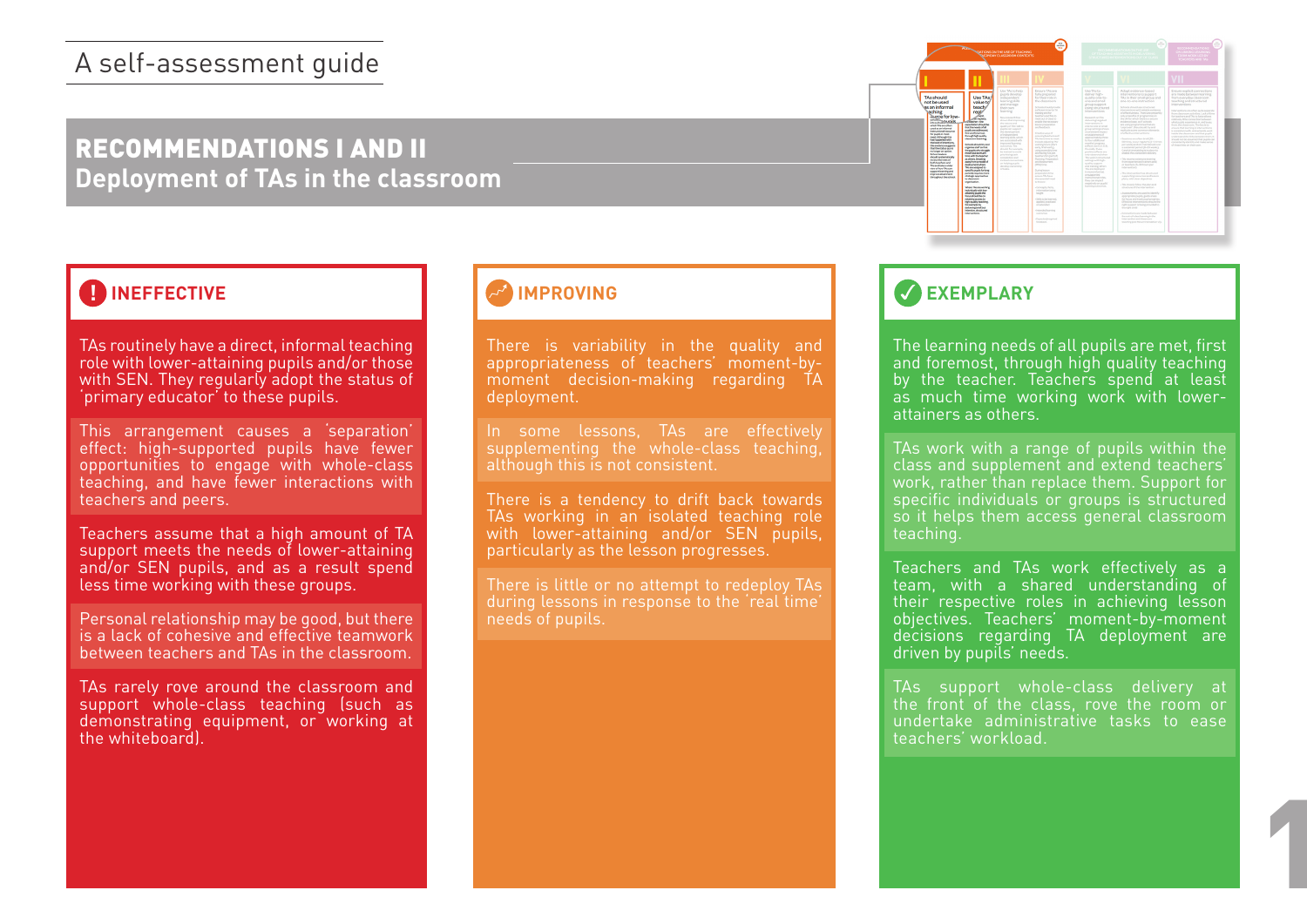A self-assessment guide

# RECOMMENDATIONS I AND II

## Deployment of TAs in the classroom

### INEFFECTIVE

TAs routinely have a direct, informal teaching role with lower-attaining pupils and/or those with SEN. They regularly adopt the status of 'primary educator' to these pupils.

This arrangement causes a 'separation' effect: high-supported pupils have fewer opportunities to engage with whole-class teaching, and have fewer interactions with teachers and peers.

Teachers assume that a high amount of TA support meets the needs of lower-attaining and/or SEN pupils, and as a result spend less time working with these groups.

Personal relationship may be good, but there is a lack of cohesive and effective teamwork between teachers and TAs in the classroom.

TAs rarely rove around the classroom and support whole-class teaching (such as demonstrating equipment, or working at the whiteboard).

### IMPROVING

There is variability in the quality and appropriateness of teachers' moment-by-moment decision-making regarding TA deployment.

In some lessons, TAs are effectively supplementing the whole-class teaching, although this is not consistent.

There is a tendency to drift back towards TAs working in an isolated teaching role with lower-attaining and/or SEN pupils, particularly as the lesson progresses.

There is little or no attempt to redeploy TAs during lessons in response to the 'real time' needs of pupils.

### EXEMPLARY

The learning needs of all pupils are met, first and foremost, through high quality teaching by the teacher. Teachers spend at least as much time working work with lower-attainers as others.

TAs work with a range of pupils within the class and supplement and extend teachers' work, rather than replace them. Support for specific individuals or groups is structured so it helps them access general classroom teaching.

Teachers and TAs work effectively as a team, with a shared understanding of their respective roles in achieving lesson objectives. Teachers' moment-by-moment decisions regarding TA deployment are driven by pupils' needs.

TAs support whole-class delivery at the front of the class, rove the room or undertake administrative tasks to ease teachers' workload.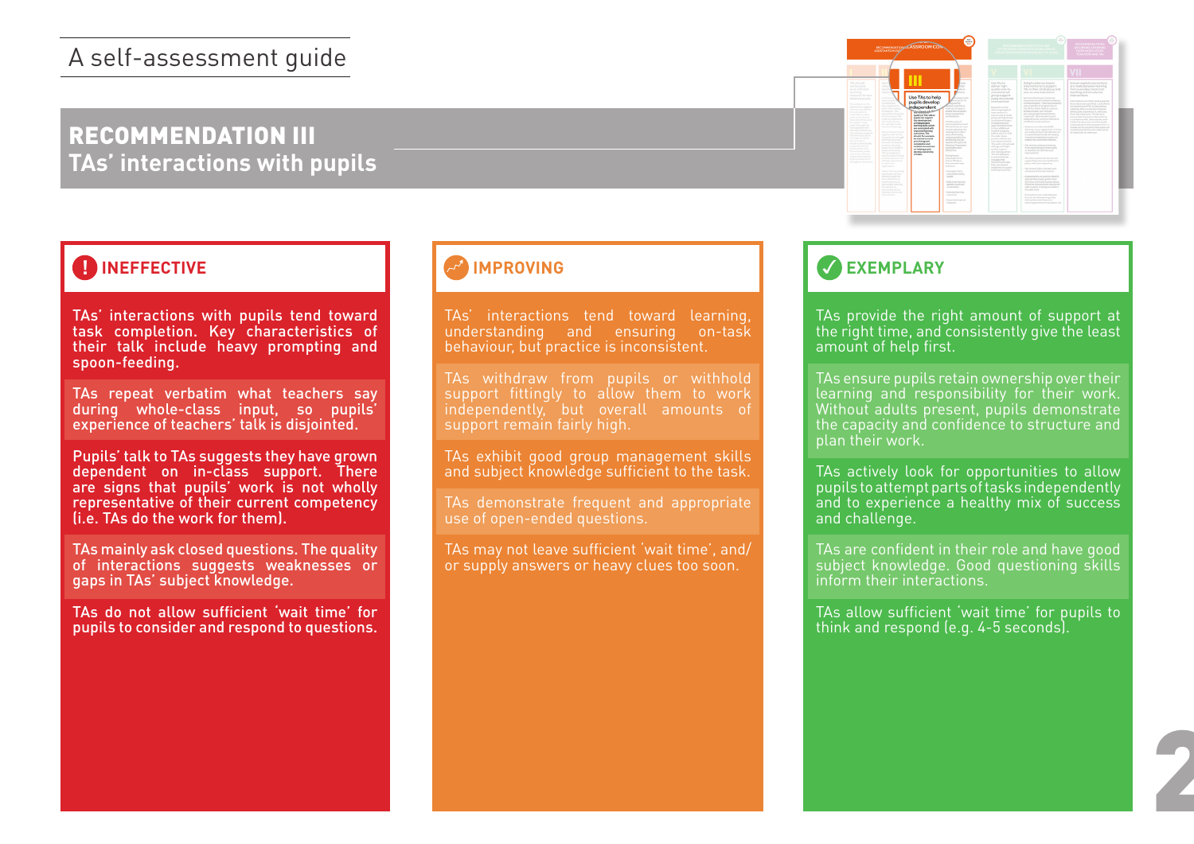A self-assessment guide

# RECOMMENDATION III
## TAs' interactions with pupils

### INEFFECTIVE

TAs' interactions with pupils tend toward task completion. Key characteristics of their talk include heavy prompting and spoon-feeding.

TAs repeat verbatim what teachers say during whole-class input, so pupils' experience of teachers' talk is disjointed.

Pupils' talk to TAs suggests they have grown dependent on in-class support. There are signs that pupils' work is not wholly representative of their current competency (i.e. TAs do the work for them).

TAs mainly ask closed questions. The quality of interactions suggests weaknesses or gaps in TAs' subject knowledge.

TAs do not allow sufficient 'wait time' for pupils to consider and respond to questions.

### IMPROVING

TAs' interactions tend toward learning, understanding and ensuring on-task behaviour, but practice is inconsistent.

TAs withdraw from pupils or withhold support fittingly to allow them to work independently, but overall amounts of support remain fairly high.

TAs exhibit good group management skills and subject knowledge sufficient to the task.

TAs demonstrate frequent and appropriate use of open-ended questions.

TAs may not leave sufficient 'wait time', and/or supply answers or heavy clues too soon.

### EXEMPLARY

TAs provide the right amount of support at the right time, and consistently give the least amount of help first.

TAs ensure pupils retain ownership over their learning and responsibility for their work. Without adults present, pupils demonstrate the capacity and confidence to structure and plan their work.

TAs actively look for opportunities to allow pupils to attempt parts of tasks independently and to experience a healthy mix of success and challenge.

TAs are confident in their role and have good subject knowledge. Good questioning skills inform their interactions.

TAs allow sufficient 'wait time' for pupils to think and respond (e.g. 4-5 seconds).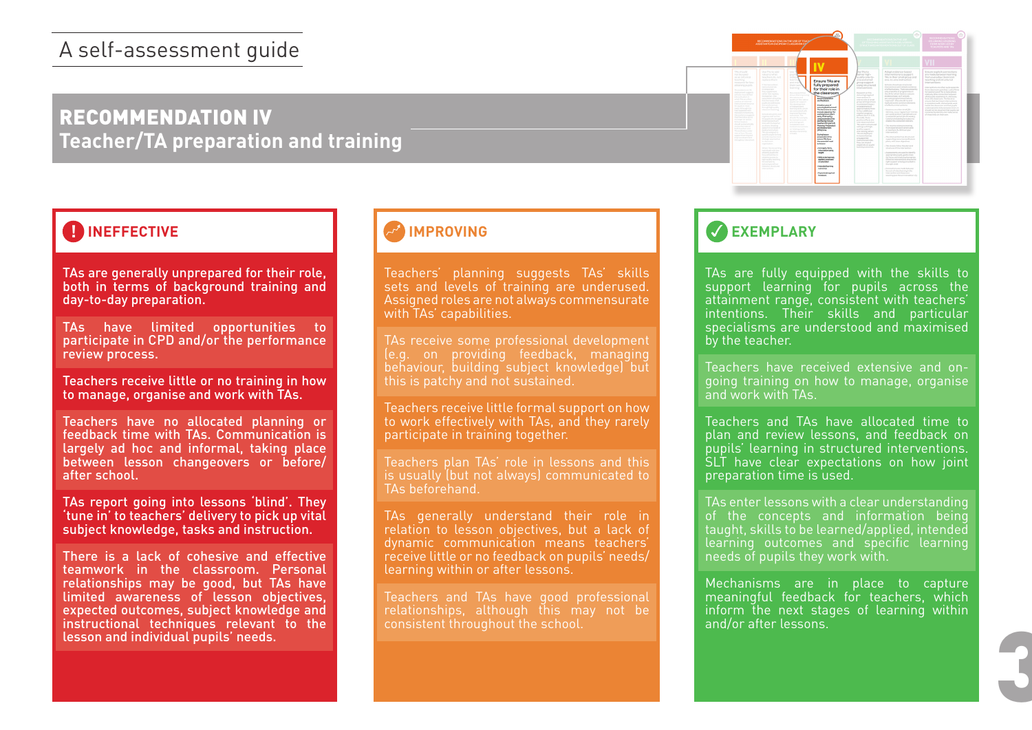A self-assessment guide

# RECOMMENDATION IV
## Teacher/TA preparation and training

### INEFFECTIVE

TAs are generally unprepared for their role, both in terms of background training and day-to-day preparation.

TAs have limited opportunities to participate in CPD and/or the performance review process.

Teachers receive little or no training in how to manage, organise and work with TAs.

Teachers have no allocated planning or feedback time with TAs. Communication is largely ad hoc and informal, taking place between lesson changeovers or before/after school.

TAs report going into lessons 'blind'. They 'tune in' to teachers' delivery to pick up vital subject knowledge, tasks and instruction.

There is a lack of cohesive and effective teamwork in the classroom. Personal relationships may be good, but TAs have limited awareness of lesson objectives, expected outcomes, subject knowledge and instructional techniques relevant to the lesson and individual pupils' needs.

### IMPROVING

Teachers' planning suggests TAs' skills sets and levels of training are underused. Assigned roles are not always commensurate with TAs' capabilities.

TAs receive some professional development (e.g. on providing feedback, managing behaviour, building subject knowledge) but this is patchy and not sustained.

Teachers receive little formal support on how to work effectively with TAs, and they rarely participate in training together.

Teachers plan TAs' role in lessons and this is usually (but not always) communicated to TAs beforehand.

TAs generally understand their role in relation to lesson objectives, but a lack of dynamic communication means teachers' receive little or no feedback on pupils' needs/learning within or after lessons.

Teachers and TAs have good professional relationships, although this may not be consistent throughout the school.

### EXEMPLARY

TAs are fully equipped with the skills to support learning for pupils across the attainment range, consistent with teachers' intentions. Their skills and particular specialisms are understood and maximised by the teacher.

Teachers have received extensive and on-going training on how to manage, organise and work with TAs.

Teachers and TAs have allocated time to plan and review lessons, and feedback on pupils' learning in structured interventions. SLT have clear expectations on how joint preparation time is used.

TAs enter lessons with a clear understanding of the concepts and information being taught, skills to be learned/applied, intended learning outcomes and specific learning needs of pupils they work with.

Mechanisms are in place to capture meaningful feedback for teachers, which inform the next stages of learning within and/or after lessons.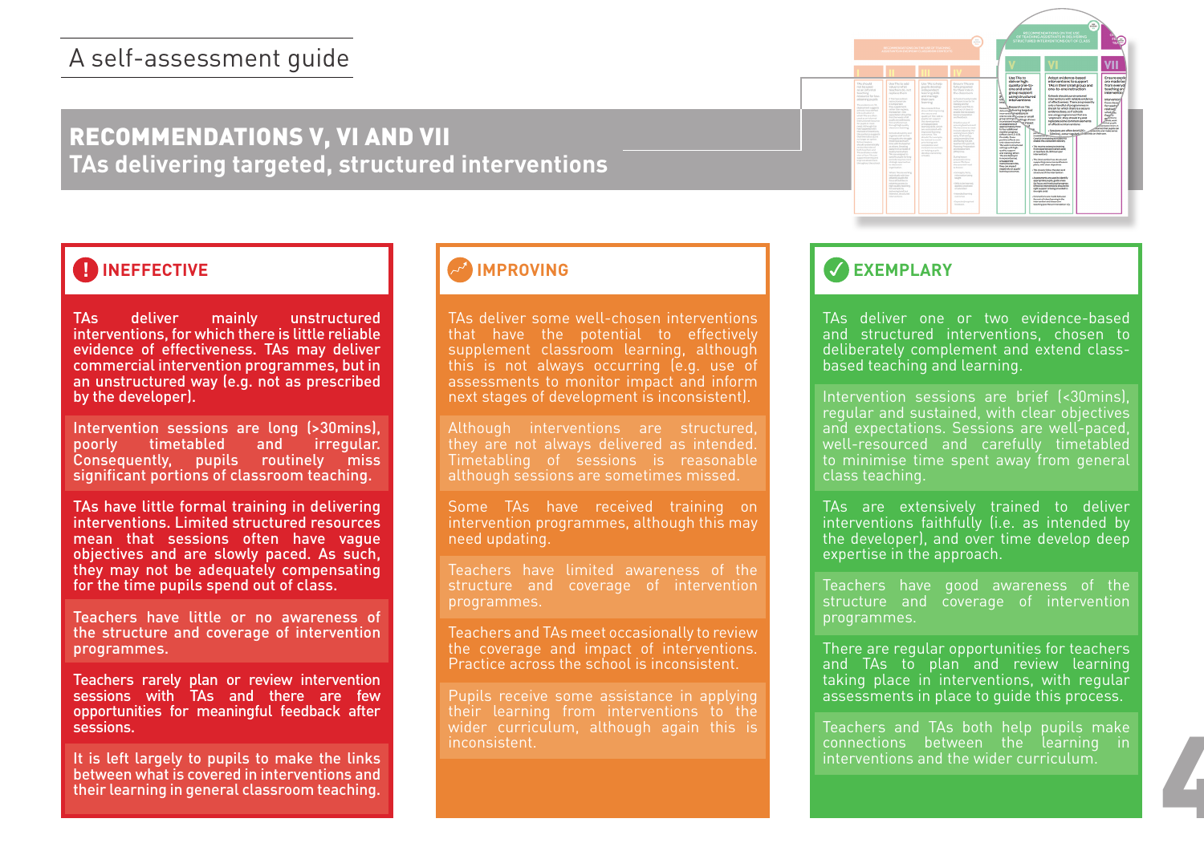A self-assessment guide

# RECOMMENDATIONS V, VI AND VII

## TAs delivering targeted, structured interventions

### INEFFECTIVE

TAs deliver mainly unstructured interventions, for which there is little reliable evidence of effectiveness. TAs may deliver commercial intervention programmes, but in an unstructured way (e.g. not as prescribed by the developer).

Intervention sessions are long (>30mins), poorly timetabled and irregular. Consequently, pupils routinely miss significant portions of classroom teaching.

TAs have little formal training in delivering interventions. Limited structured resources mean that sessions often have vague objectives and are slowly paced. As such, they may not be adequately compensating for the time pupils spend out of class.

Teachers have little or no awareness of the structure and coverage of intervention programmes.

Teachers rarely plan or review intervention sessions with TAs and there are few opportunities for meaningful feedback after sessions.

It is left largely to pupils to make the links between what is covered in interventions and their learning in general classroom teaching.

### IMPROVING

TAs deliver some well-chosen interventions that have the potential to effectively supplement classroom learning, although this is not always occurring (e.g. use of assessments to monitor impact and inform next stages of development is inconsistent).

Although interventions are structured, they are not always delivered as intended. Timetabling of sessions is reasonable although sessions are sometimes missed.

Some TAs have received training on intervention programmes, although this may need updating.

Teachers have limited awareness of the structure and coverage of intervention programmes.

Teachers and TAs meet occasionally to review the coverage and impact of interventions. Practice across the school is inconsistent.

Pupils receive some assistance in applying their learning from interventions to the wider curriculum, although again this is inconsistent.

### EXEMPLARY

TAs deliver one or two evidence-based and structured interventions, chosen to deliberately complement and extend class-based teaching and learning.

Intervention sessions are brief (<30mins), regular and sustained, with clear objectives and expectations. Sessions are well-paced, well-resourced and carefully timetabled to minimise time spent away from general class teaching.

TAs are extensively trained to deliver interventions faithfully (i.e. as intended by the developer), and over time develop deep expertise in the approach.

Teachers have good awareness of the structure and coverage of intervention programmes.

There are regular opportunities for teachers and TAs to plan and review learning taking place in interventions, with regular assessments in place to guide this process.

Teachers and TAs both help pupils make connections between the learning in interventions and the wider curriculum.